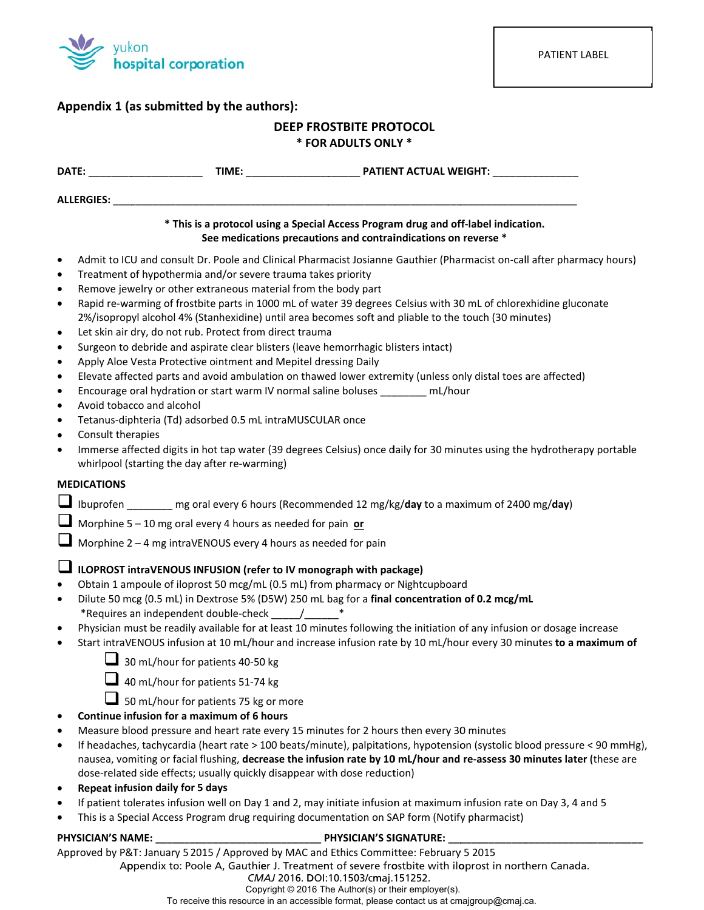yukon hospital corporation

PATIENT LABEL

**Appendix 1 (as submitted by the authors):**

## DEEP FROSTBITE PROTOCOL

**\* FOR ADULTS ONLY \***

**DATE:** ____________________ **TIME:** ____________________ **PATIENT ACTUAL WEIGHT:** _______________

**ALLERGIES:** ________________________________________________________________________________

**\* This is a protocol using a Special Access Program drug and off-label indication. See medications precautions and contraindications on reverse \***

- Admit to ICU and consult Dr. Poole and Clinical Pharmacist Josianne Gauthier (Pharmacist on-call after pharmacy hours)
- Treatment of hypothermia and/or severe trauma takes priority
- Remove jewelry or other extraneous material from the body part
- Rapid re-warming of frostbite parts in 1000 mL of water 39 degrees Celsius with 30 mL of chlorexhidine gluconate 2%/isopropyl alcohol 4% (Stanhexidine) until area becomes soft and pliable to the touch (30 minutes)
- Let skin air dry, do not rub. Protect from direct trauma
- Surgeon to debride and aspirate clear blisters (leave hemorrhagic blisters intact)
- Apply Aloe Vesta Protective ointment and Mepitel dressing Daily
- Elevate affected parts and avoid ambulation on thawed lower extremity (unless only distal toes are affected)
- Encourage oral hydration or start warm IV normal saline boluses ________ mL/hour
- Avoid tobacco and alcohol
- Tetanus-diphteria (Td) adsorbed 0.5 mL intraMUSCULAR once
- Consult therapies
- Immerse affected digits in hot tap water (39 degrees Celsius) once daily for 30 minutes using the hydrotherapy portable whirlpool (starting the day after re-warming)

### MEDICATIONS

☐ Ibuprofen ________ mg oral every 6 hours (Recommended 12 mg/kg/**day** to a maximum of 2400 mg/**day**)

☐ Morphine 5 – 10 mg oral every 4 hours as needed for pain **or**

☐ Morphine 2 – 4 mg intraVENOUS every 4 hours as needed for pain

☐ **ILOPROST intraVENOUS INFUSION (refer to IV monograph with package)**

- Obtain 1 ampoule of iloprost 50 mcg/mL (0.5 mL) from pharmacy or Nightcupboard
- Dilute 50 mcg (0.5 mL) in Dextrose 5% (D5W) 250 mL bag for a **final concentration of 0.2 mcg/mL**
  \*Requires an independent double-check _____/______\*
- Physician must be readily available for at least 10 minutes following the initiation of any infusion or dosage increase
- Start intraVENOUS infusion at 10 mL/hour and increase infusion rate by 10 mL/hour every 30 minutes **to a maximum of**
  - ☐ 30 mL/hour for patients 40-50 kg
  - ☐ 40 mL/hour for patients 51-74 kg
  - ☐ 50 mL/hour for patients 75 kg or more
- **Continue infusion for a maximum of 6 hours**
- Measure blood pressure and heart rate every 15 minutes for 2 hours then every 30 minutes
- If headaches, tachycardia (heart rate > 100 beats/minute), palpitations, hypotension (systolic blood pressure < 90 mmHg), nausea, vomiting or facial flushing, **decrease the infusion rate by 10 mL/hour and re-assess 30 minutes later** (these are dose-related side effects; usually quickly disappear with dose reduction)
- **Repeat infusion daily for 5 days**
- If patient tolerates infusion well on Day 1 and 2, may initiate infusion at maximum infusion rate on Day 3, 4 and 5
- This is a Special Access Program drug requiring documentation on SAP form (Notify pharmacist)

**PHYSICIAN'S NAME:** ____________________________ **PHYSICIAN'S SIGNATURE:** __________________________________

Approved by P&T: January 5 2015 / Approved by MAC and Ethics Committee: February 5 2015

Appendix to: Poole A, Gauthier J. Treatment of severe frostbite with iloprost in northern Canada. *CMAJ* 2016. DOI:10.1503/cmaj.151252.

Copyright © 2016 The Author(s) or their employer(s).

To receive this resource in an accessible format, please contact us at cmajgroup@cmaj.ca.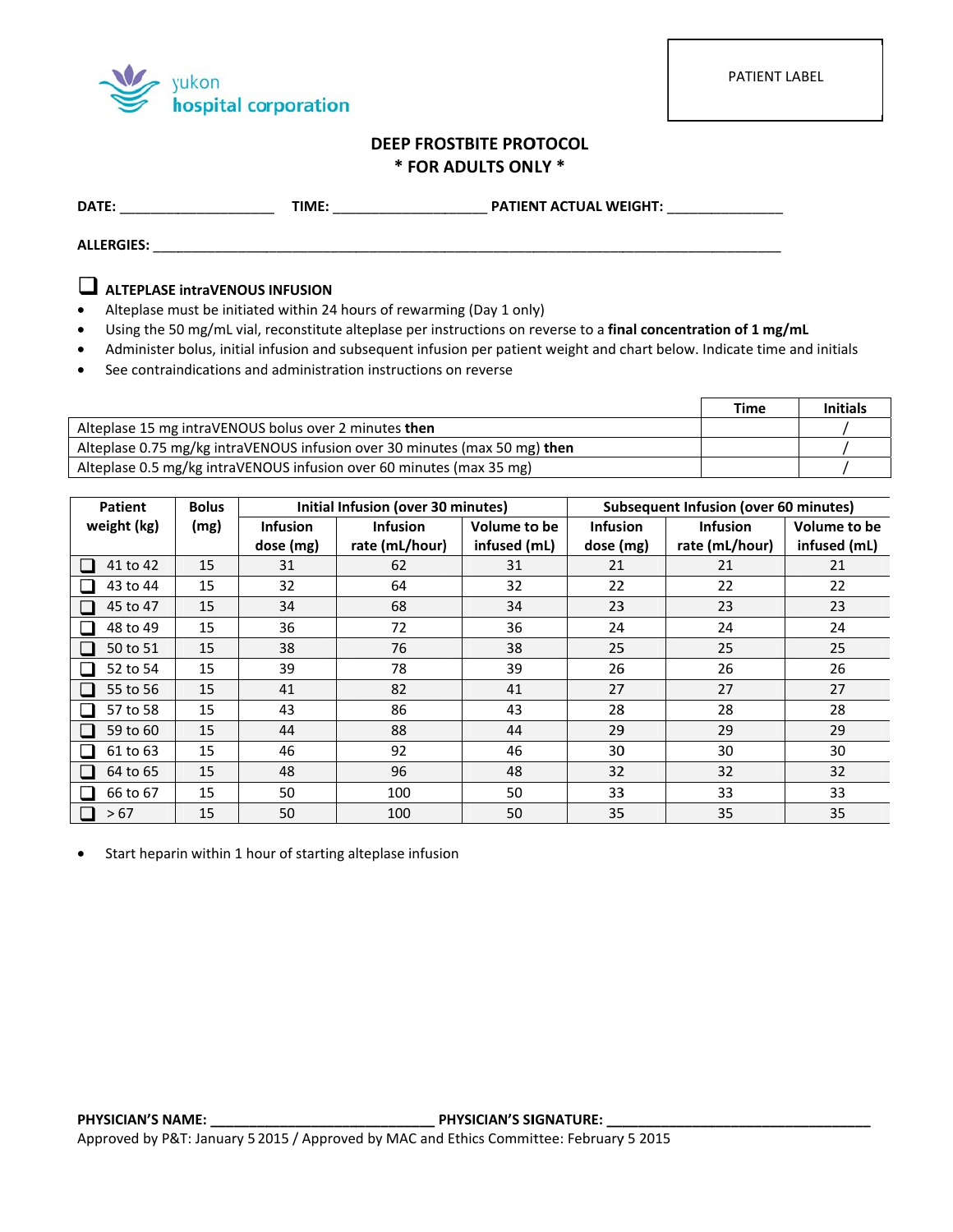yukon hospital corporation

PATIENT LABEL

# DEEP FROSTBITE PROTOCOL
## * FOR ADULTS ONLY *

**DATE:** ____________________ **TIME:** ____________________ **PATIENT ACTUAL WEIGHT:** _______________

**ALLERGIES:** ________________________________________________________________________________

❑ **ALTEPLASE intraVENOUS INFUSION**

- Alteplase must be initiated within 24 hours of rewarming (Day 1 only)
- Using the 50 mg/mL vial, reconstitute alteplase per instructions on reverse to a **final concentration of 1 mg/mL**
- Administer bolus, initial infusion and subsequent infusion per patient weight and chart below. Indicate time and initials
- See contraindications and administration instructions on reverse

| | Time | Initials |
|---|---|---|
| Alteplase 15 mg intraVENOUS bolus over 2 minutes **then** | | / |
| Alteplase 0.75 mg/kg intraVENOUS infusion over 30 minutes (max 50 mg) **then** | | / |
| Alteplase 0.5 mg/kg intraVENOUS infusion over 60 minutes (max 35 mg) | | / |

| Patient weight (kg) | Bolus (mg) | Initial Infusion (over 30 minutes) | | | Subsequent Infusion (over 60 minutes) | | |
|---|---|---|---|---|---|---|---|
| | | Infusion dose (mg) | Infusion rate (mL/hour) | Volume to be infused (mL) | Infusion dose (mg) | Infusion rate (mL/hour) | Volume to be infused (mL) |
| ❑ 41 to 42 | 15 | 31 | 62 | 31 | 21 | 21 | 21 |
| ❑ 43 to 44 | 15 | 32 | 64 | 32 | 22 | 22 | 22 |
| ❑ 45 to 47 | 15 | 34 | 68 | 34 | 23 | 23 | 23 |
| ❑ 48 to 49 | 15 | 36 | 72 | 36 | 24 | 24 | 24 |
| ❑ 50 to 51 | 15 | 38 | 76 | 38 | 25 | 25 | 25 |
| ❑ 52 to 54 | 15 | 39 | 78 | 39 | 26 | 26 | 26 |
| ❑ 55 to 56 | 15 | 41 | 82 | 41 | 27 | 27 | 27 |
| ❑ 57 to 58 | 15 | 43 | 86 | 43 | 28 | 28 | 28 |
| ❑ 59 to 60 | 15 | 44 | 88 | 44 | 29 | 29 | 29 |
| ❑ 61 to 63 | 15 | 46 | 92 | 46 | 30 | 30 | 30 |
| ❑ 64 to 65 | 15 | 48 | 96 | 48 | 32 | 32 | 32 |
| ❑ 66 to 67 | 15 | 50 | 100 | 50 | 33 | 33 | 33 |
| ❑ > 67 | 15 | 50 | 100 | 50 | 35 | 35 | 35 |

- Start heparin within 1 hour of starting alteplase infusion

**PHYSICIAN'S NAME:** ____________________________ **PHYSICIAN'S SIGNATURE:** ___________________________________

Approved by P&T: January 5 2015 / Approved by MAC and Ethics Committee: February 5 2015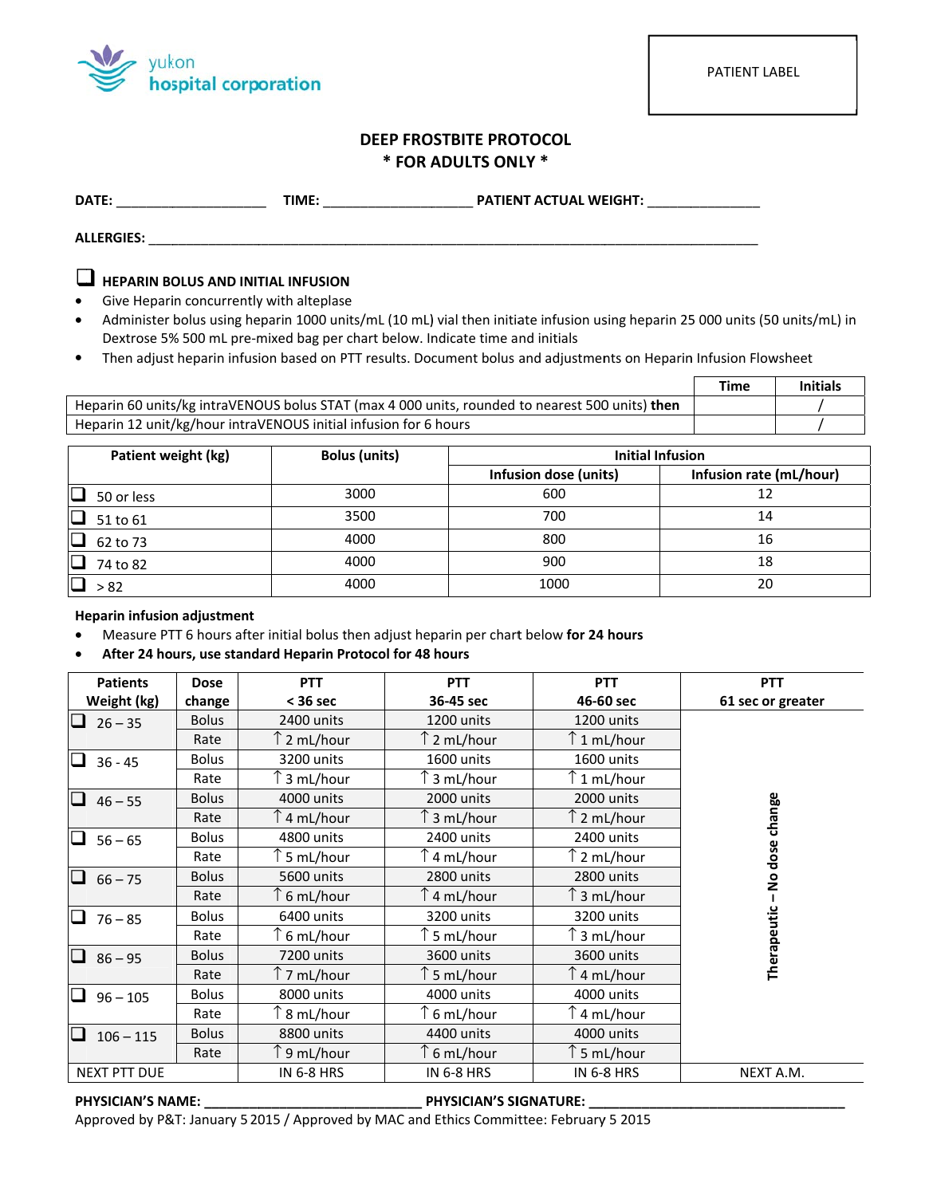yukon hospital corporation

PATIENT LABEL

# DEEP FROSTBITE PROTOCOL
## * FOR ADULTS ONLY *

**DATE:** ____________________ **TIME:** ____________________ **PATIENT ACTUAL WEIGHT:** _______________

**ALLERGIES:** ________________________________________________________________________________

☐ **HEPARIN BOLUS AND INITIAL INFUSION**

- Give Heparin concurrently with alteplase
- Administer bolus using heparin 1000 units/mL (10 mL) vial then initiate infusion using heparin 25 000 units (50 units/mL) in Dextrose 5% 500 mL pre-mixed bag per chart below. Indicate time and initials
- Then adjust heparin infusion based on PTT results. Document bolus and adjustments on Heparin Infusion Flowsheet

| | Time | Initials |
|---|---|---|
| Heparin 60 units/kg intraVENOUS bolus STAT (max 4 000 units, rounded to nearest 500 units) **then** | | / |
| Heparin 12 unit/kg/hour intraVENOUS initial infusion for 6 hours | | / |

| Patient weight (kg) | Bolus (units) | Initial Infusion | |
|---|---|---|---|
| | | Infusion dose (units) | Infusion rate (mL/hour) |
| ☐ 50 or less | 3000 | 600 | 12 |
| ☐ 51 to 61 | 3500 | 700 | 14 |
| ☐ 62 to 73 | 4000 | 800 | 16 |
| ☐ 74 to 82 | 4000 | 900 | 18 |
| ☐ > 82 | 4000 | 1000 | 20 |

**Heparin infusion adjustment**

- Measure PTT 6 hours after initial bolus then adjust heparin per chart below **for 24 hours**
- **After 24 hours, use standard Heparin Protocol for 48 hours**

| Patients Weight (kg) | Dose change | PTT < 36 sec | PTT 36-45 sec | PTT 46-60 sec | PTT 61 sec or greater |
|---|---|---|---|---|---|
| ☐ 26 – 35 | Bolus | 2400 units | 1200 units | 1200 units | Therapeutic – No dose change |
| | Rate | ↑ 2 mL/hour | ↑ 2 mL/hour | ↑ 1 mL/hour | |
| ☐ 36 - 45 | Bolus | 3200 units | 1600 units | 1600 units | |
| | Rate | ↑ 3 mL/hour | ↑ 3 mL/hour | ↑ 1 mL/hour | |
| ☐ 46 – 55 | Bolus | 4000 units | 2000 units | 2000 units | |
| | Rate | ↑ 4 mL/hour | ↑ 3 mL/hour | ↑ 2 mL/hour | |
| ☐ 56 – 65 | Bolus | 4800 units | 2400 units | 2400 units | |
| | Rate | ↑ 5 mL/hour | ↑ 4 mL/hour | ↑ 2 mL/hour | |
| ☐ 66 – 75 | Bolus | 5600 units | 2800 units | 2800 units | |
| | Rate | ↑ 6 mL/hour | ↑ 4 mL/hour | ↑ 3 mL/hour | |
| ☐ 76 – 85 | Bolus | 6400 units | 3200 units | 3200 units | |
| | Rate | ↑ 6 mL/hour | ↑ 5 mL/hour | ↑ 3 mL/hour | |
| ☐ 86 – 95 | Bolus | 7200 units | 3600 units | 3600 units | |
| | Rate | ↑ 7 mL/hour | ↑ 5 mL/hour | ↑ 4 mL/hour | |
| ☐ 96 – 105 | Bolus | 8000 units | 4000 units | 4000 units | |
| | Rate | ↑ 8 mL/hour | ↑ 6 mL/hour | ↑ 4 mL/hour | |
| ☐ 106 – 115 | Bolus | 8800 units | 4400 units | 4000 units | |
| | Rate | ↑ 9 mL/hour | ↑ 6 mL/hour | ↑ 5 mL/hour | |
| NEXT PTT DUE | | IN 6-8 HRS | IN 6-8 HRS | IN 6-8 HRS | NEXT A.M. |

**PHYSICIAN'S NAME:** ____________________________ **PHYSICIAN'S SIGNATURE:** ____________________________________

Approved by P&T: January 5 2015 / Approved by MAC and Ethics Committee: February 5 2015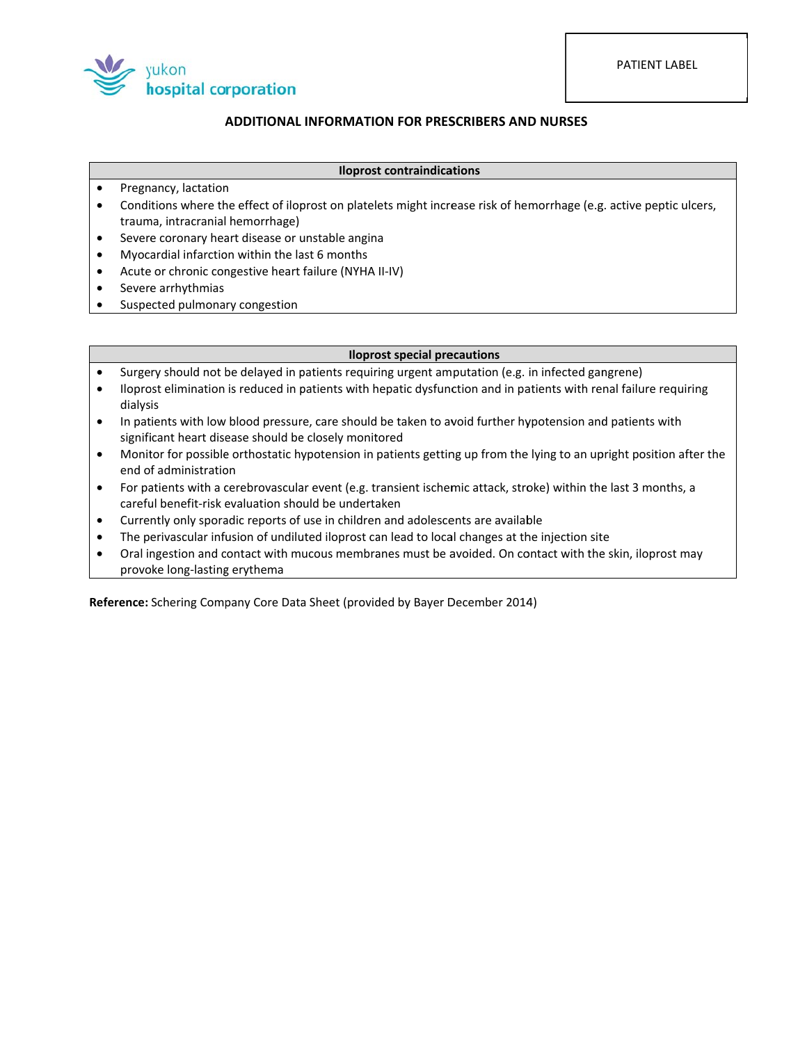PATIENT LABEL

## ADDITIONAL INFORMATION FOR PRESCRIBERS AND NURSES

| Iloprost contraindications |
| --- |
| • Pregnancy, lactation<br>• Conditions where the effect of iloprost on platelets might increase risk of hemorrhage (e.g. active peptic ulcers, trauma, intracranial hemorrhage)<br>• Severe coronary heart disease or unstable angina<br>• Myocardial infarction within the last 6 months<br>• Acute or chronic congestive heart failure (NYHA II-IV)<br>• Severe arrhythmias<br>• Suspected pulmonary congestion |

| Iloprost special precautions |
| --- |
| • Surgery should not be delayed in patients requiring urgent amputation (e.g. in infected gangrene)<br>• Iloprost elimination is reduced in patients with hepatic dysfunction and in patients with renal failure requiring dialysis<br>• In patients with low blood pressure, care should be taken to avoid further hypotension and patients with significant heart disease should be closely monitored<br>• Monitor for possible orthostatic hypotension in patients getting up from the lying to an upright position after the end of administration<br>• For patients with a cerebrovascular event (e.g. transient ischemic attack, stroke) within the last 3 months, a careful benefit-risk evaluation should be undertaken<br>• Currently only sporadic reports of use in children and adolescents are available<br>• The perivascular infusion of undiluted iloprost can lead to local changes at the injection site<br>• Oral ingestion and contact with mucous membranes must be avoided. On contact with the skin, iloprost may provoke long-lasting erythema |

**Reference:** Schering Company Core Data Sheet (provided by Bayer December 2014)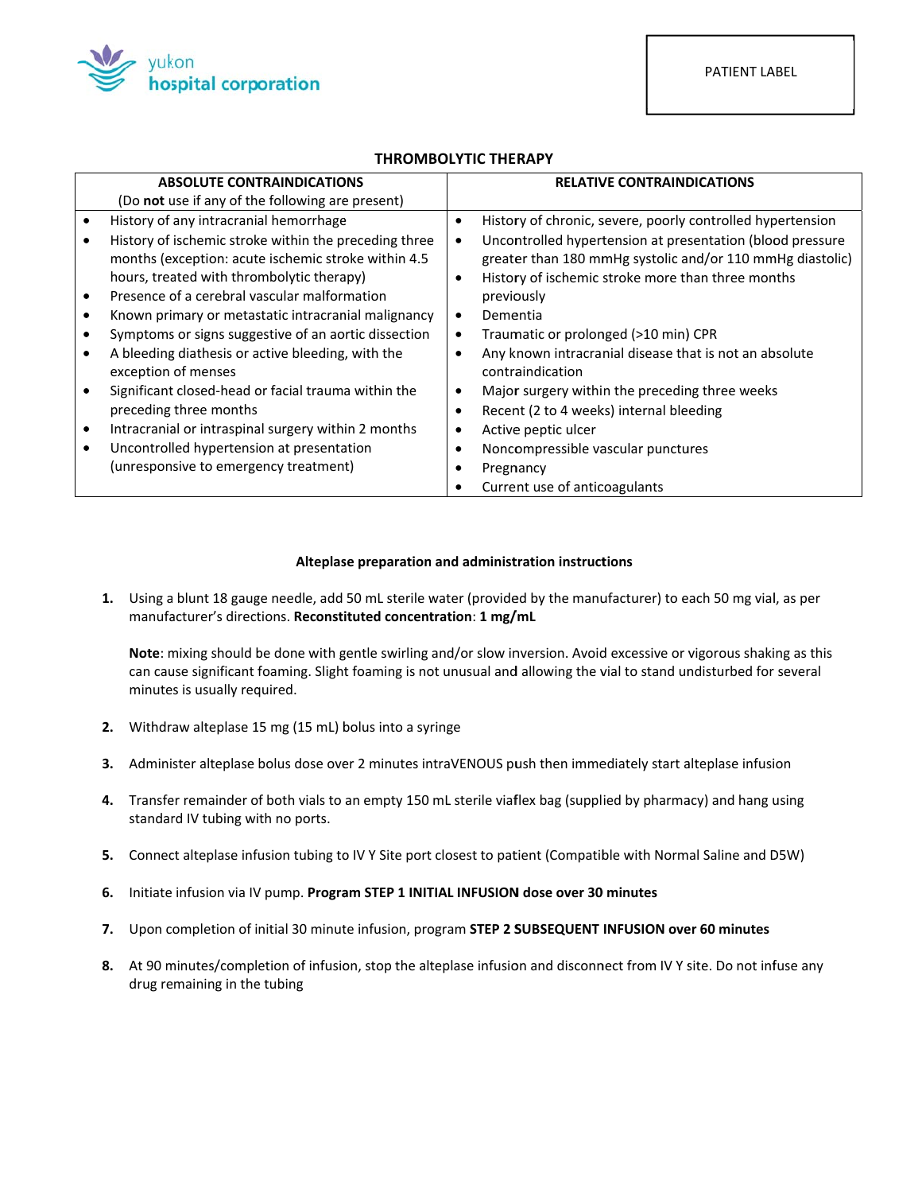yukon hospital corporation

PATIENT LABEL

## THROMBOLYTIC THERAPY

| ABSOLUTE CONTRAINDICATIONS (Do **not** use if any of the following are present) | RELATIVE CONTRAINDICATIONS |
|---|---|
| • History of any intracranial hemorrhage<br>• History of ischemic stroke within the preceding three months (exception: acute ischemic stroke within 4.5 hours, treated with thrombolytic therapy)<br>• Presence of a cerebral vascular malformation<br>• Known primary or metastatic intracranial malignancy<br>• Symptoms or signs suggestive of an aortic dissection<br>• A bleeding diathesis or active bleeding, with the exception of menses<br>• Significant closed-head or facial trauma within the preceding three months<br>• Intracranial or intraspinal surgery within 2 months<br>• Uncontrolled hypertension at presentation (unresponsive to emergency treatment) | • History of chronic, severe, poorly controlled hypertension<br>• Uncontrolled hypertension at presentation (blood pressure greater than 180 mmHg systolic and/or 110 mmHg diastolic)<br>• History of ischemic stroke more than three months previously<br>• Dementia<br>• Traumatic or prolonged (>10 min) CPR<br>• Any known intracranial disease that is not an absolute contraindication<br>• Major surgery within the preceding three weeks<br>• Recent (2 to 4 weeks) internal bleeding<br>• Active peptic ulcer<br>• Noncompressible vascular punctures<br>• Pregnancy<br>• Current use of anticoagulants |

### Alteplase preparation and administration instructions

1. Using a blunt 18 gauge needle, add 50 mL sterile water (provided by the manufacturer) to each 50 mg vial, as per manufacturer's directions. **Reconstituted concentration**: **1 mg/mL**

   **Note**: mixing should be done with gentle swirling and/or slow inversion. Avoid excessive or vigorous shaking as this can cause significant foaming. Slight foaming is not unusual and allowing the vial to stand undisturbed for several minutes is usually required.

2. Withdraw alteplase 15 mg (15 mL) bolus into a syringe

3. Administer alteplase bolus dose over 2 minutes intraVENOUS push then immediately start alteplase infusion

4. Transfer remainder of both vials to an empty 150 mL sterile viaflex bag (supplied by pharmacy) and hang using standard IV tubing with no ports.

5. Connect alteplase infusion tubing to IV Y Site port closest to patient (Compatible with Normal Saline and D5W)

6. Initiate infusion via IV pump. **Program STEP 1 INITIAL INFUSION dose over 30 minutes**

7. Upon completion of initial 30 minute infusion, program **STEP 2 SUBSEQUENT INFUSION over 60 minutes**

8. At 90 minutes/completion of infusion, stop the alteplase infusion and disconnect from IV Y site. Do not infuse any drug remaining in the tubing